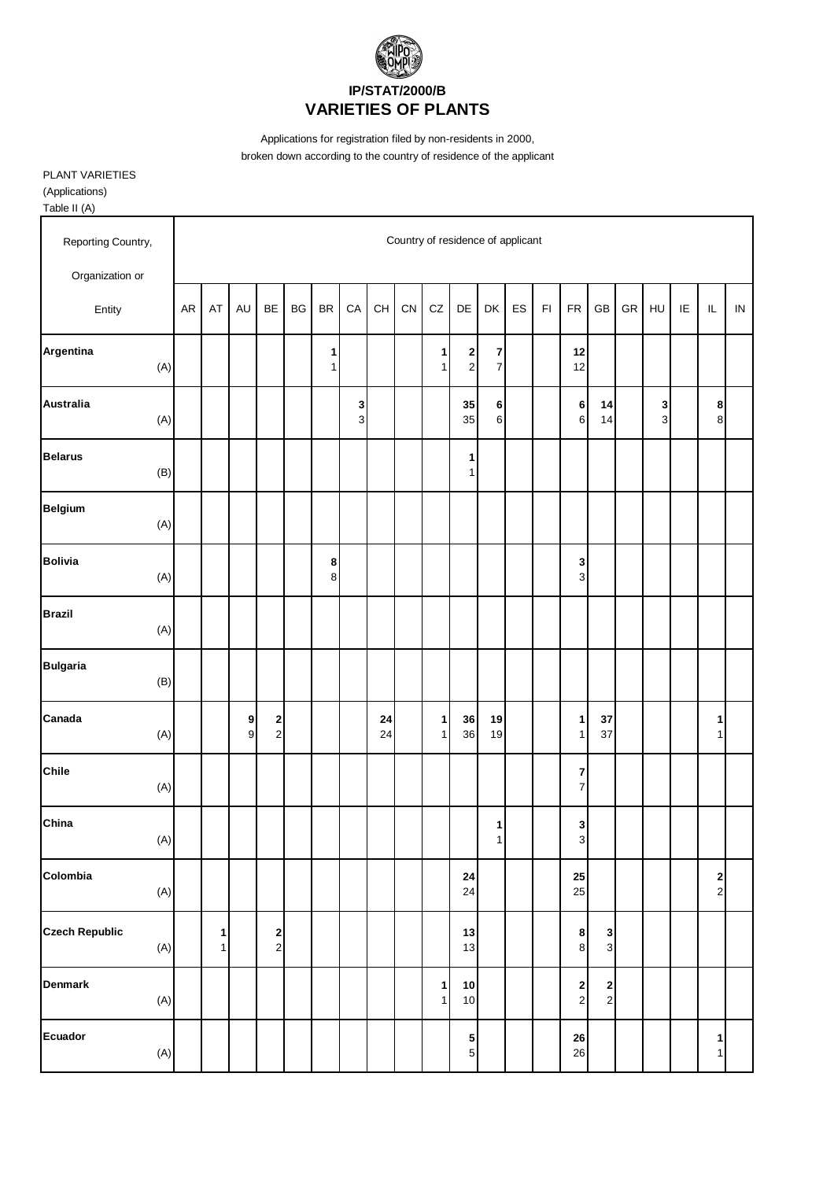# IP/STAT/2000/B

# VARIETIES OF PLANTS

Applications for registration filed by non-residents in 2000, broken down according to the country of residence of the applicant

PLANT VARIETIES
(Applications)
Table II (A)

| Reporting Country, Organization or Entity | Country of residence of applicant | | | | | | | | | | | | | | | | | | | | |
|---|---|---|---|---|---|---|---|---|---|---|---|---|---|---|---|---|---|---|---|---|---|
| | AR | AT | AU | BE | BG | BR | CA | CH | CN | CZ | DE | DK | ES | FI | FR | GB | GR | HU | IE | IL | IN |
| **Argentina** | | | | | | **1** | | | | **1** | **2** | **7** | | | **12** | | | | | | |
| (A) | | | | | | 1 | | | | 1 | 2 | 7 | | | 12 | | | | | | |
| **Australia** | | | | | | | **3** | | | | **35** | **6** | | | **6** | **14** | | **3** | | **8** | |
| (A) | | | | | | | 3 | | | | 35 | 6 | | | 6 | 14 | | 3 | | 8 | |
| **Belarus** | | | | | | | | | | | **1** | | | | | | | | | | |
| (B) | | | | | | | | | | | 1 | | | | | | | | | | |
| **Belgium** | | | | | | | | | | | | | | | | | | | | | |
| (A) | | | | | | | | | | | | | | | | | | | | | |
| **Bolivia** | | | | | | **8** | | | | | | | | | **3** | | | | | | |
| (A) | | | | | | 8 | | | | | | | | | 3 | | | | | | |
| **Brazil** | | | | | | | | | | | | | | | | | | | | | |
| (A) | | | | | | | | | | | | | | | | | | | | | |
| **Bulgaria** | | | | | | | | | | | | | | | | | | | | | |
| (B) | | | | | | | | | | | | | | | | | | | | | |
| **Canada** | | | **9** | **2** | | | | **24** | | **1** | **36** | **19** | | | **1** | **37** | | | | **1** | |
| (A) | | | 9 | 2 | | | | 24 | | 1 | 36 | 19 | | | 1 | 37 | | | | 1 | |
| **Chile** | | | | | | | | | | | | | | | **7** | | | | | | |
| (A) | | | | | | | | | | | | | | | 7 | | | | | | |
| **China** | | | | | | | | | | | | **1** | | | **3** | | | | | | |
| (A) | | | | | | | | | | | | 1 | | | 3 | | | | | | |
| **Colombia** | | | | | | | | | | | **24** | | | | **25** | | | | | **2** | |
| (A) | | | | | | | | | | | 24 | | | | 25 | | | | | 2 | |
| **Czech Republic** | | **1** | | **2** | | | | | | | **13** | | | | **8** | **3** | | | | | |
| (A) | | 1 | | 2 | | | | | | | 13 | | | | 8 | 3 | | | | | |
| **Denmark** | | | | | | | | | | **1** | **10** | | | | **2** | **2** | | | | | |
| (A) | | | | | | | | | | 1 | 10 | | | | 2 | 2 | | | | | |
| **Ecuador** | | | | | | | | | | | **5** | | | | **26** | | | | | **1** | |
| (A) | | | | | | | | | | | 5 | | | | 26 | | | | | 1 | |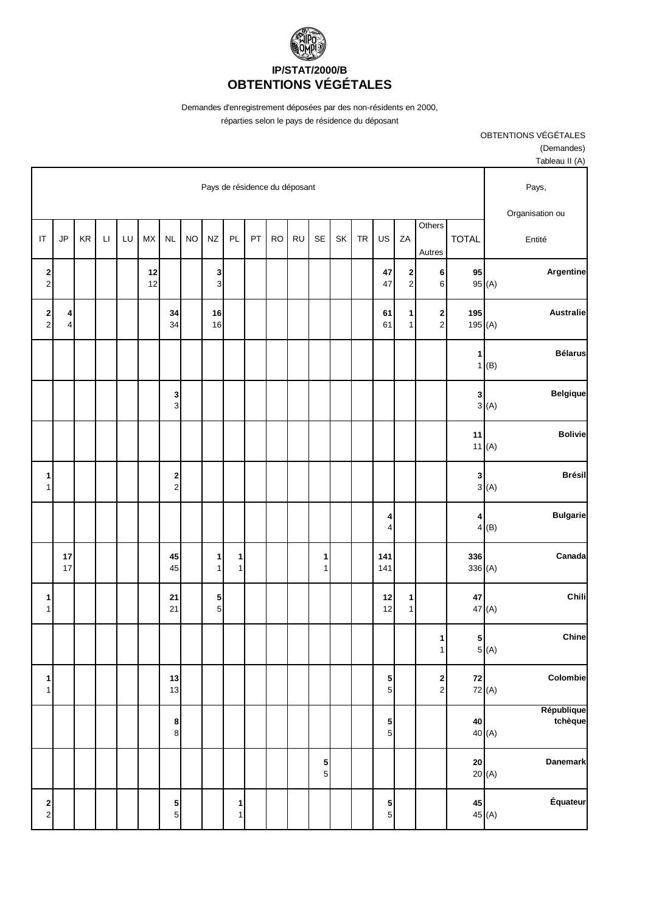**IP/STAT/2000/B**
# OBTENTIONS VÉGÉTALES

Demandes d'enregistrement déposées par des non-résidents en 2000,
réparties selon le pays de résidence du déposant

OBTENTIONS VÉGÉTALES
(Demandes)
Tableau II (A)

| Pays de résidence du déposant | | | | | | | | | | | | | | | | | | | | Pays, Organisation ou Entité |
|---|---|---|---|---|---|---|---|---|---|---|---|---|---|---|---|---|---|---|---|---|
| IT | JP | KR | LI | LU | MX | NL | NO | NZ | PL | PT | RO | RU | SE | SK | TR | US | ZA | Others Autres | TOTAL | |
| **2** 2 | | | | | **12** 12 | | | **3** 3 | | | | | | | | **47** 47 | **2** 2 | **6** 6 | **95** 95 | (A) **Argentine** |
| **2** 2 | **4** 4 | | | | | **34** 34 | | **16** 16 | | | | | | | | **61** 61 | **1** 1 | **2** 2 | **195** 195 | (A) **Australie** |
| | | | | | | | | | | | | | | | | | | | **1** 1 | (B) **Bélarus** |
| | | | | | | **3** 3 | | | | | | | | | | | | | **3** 3 | (A) **Belgique** |
| | | | | | | | | | | | | | | | | | | | **11** 11 | (A) **Bolivie** |
| **1** 1 | | | | | | **2** 2 | | | | | | | | | | | | | **3** 3 | (A) **Brésil** |
| | | | | | | | | | | | | | | | | **4** 4 | | | **4** 4 | (B) **Bulgarie** |
| | **17** 17 | | | | | **45** 45 | | **1** 1 | **1** 1 | | | | **1** 1 | | | **141** 141 | | | **336** 336 | (A) **Canada** |
| **1** 1 | | | | | | **21** 21 | | **5** 5 | | | | | | | | **12** 12 | **1** 1 | | **47** 47 | (A) **Chili** |
| | | | | | | | | | | | | | | | | | | **1** 1 | **5** 5 | (A) **Chine** |
| **1** 1 | | | | | | **13** 13 | | | | | | | | | | **5** 5 | | **2** 2 | **72** 72 | (A) **Colombie** |
| | | | | | | **8** 8 | | | | | | | | | | **5** 5 | | | **40** 40 | (A) **République tchèque** |
| | | | | | | | | | | | | | **5** 5 | | | | | | **20** 20 | (A) **Danemark** |
| **2** 2 | | | | | | **5** 5 | | | **1** 1 | | | | | | | **5** 5 | | | **45** 45 | (A) **Équateur** |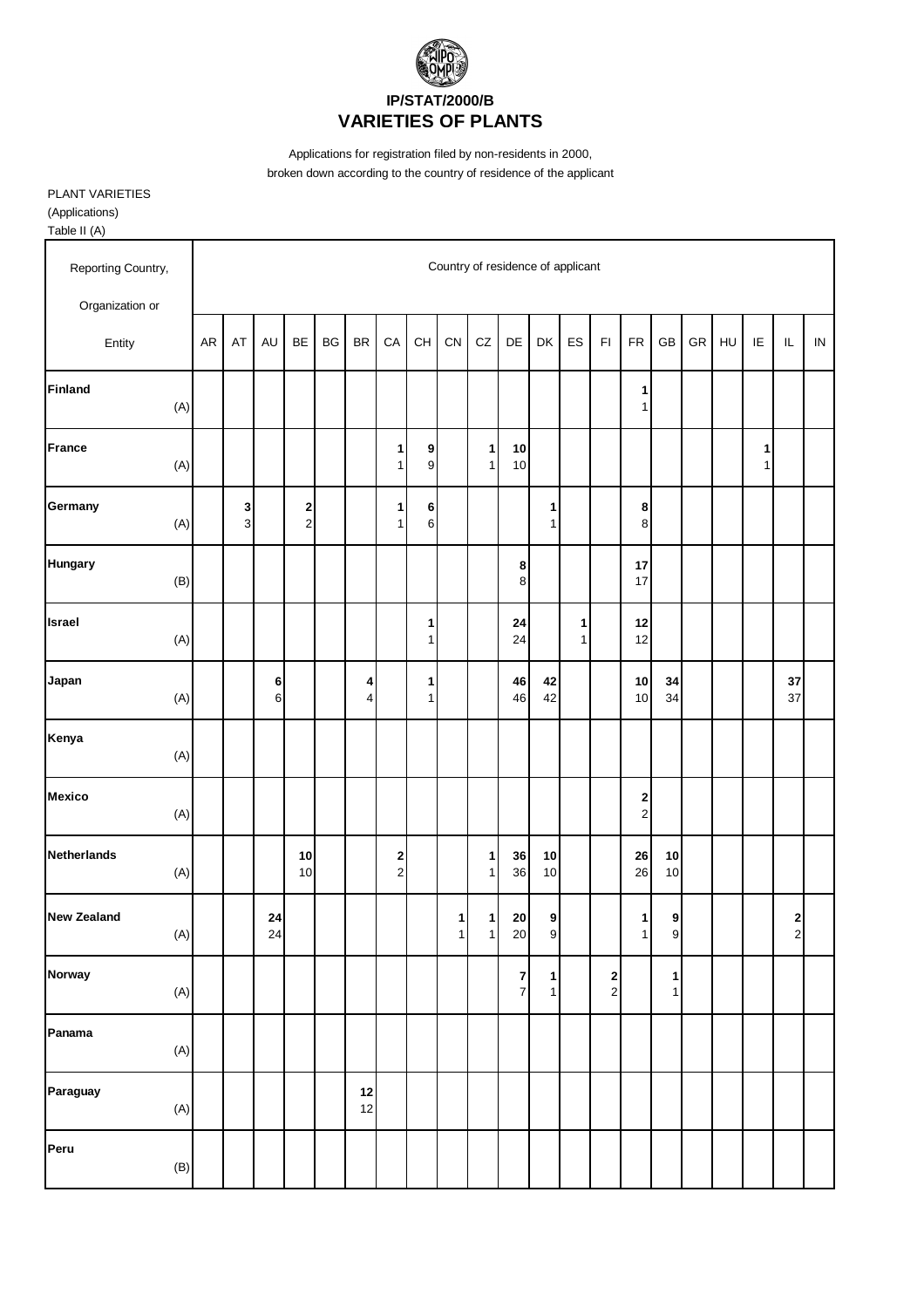**IP/STAT/2000/B**

# VARIETIES OF PLANTS

Applications for registration filed by non-residents in 2000, broken down according to the country of residence of the applicant

PLANT VARIETIES
(Applications)
Table II (A)

| Reporting Country, Organization or Entity | | Country of residence of applicant | | | | | | | | | | | | | | | | | | | | |
|---|---|---|---|---|---|---|---|---|---|---|---|---|---|---|---|---|---|---|---|---|---|---|
| | | AR | AT | AU | BE | BG | BR | CA | CH | CN | CZ | DE | DK | ES | FI | FR | GB | GR | HU | IE | IL | IN |
| **Finland** | (A) | | | | | | | | | | | | | | | **1**<br>1 | | | | | | |
| **France** | (A) | | | | | | | **1**<br>1 | **9**<br>9 | | **1**<br>1 | **10**<br>10 | | | | | | | | **1**<br>1 | | |
| **Germany** | (A) | | **3**<br>3 | | **2**<br>2 | | | **1**<br>1 | **6**<br>6 | | | | **1**<br>1 | | | **8**<br>8 | | | | | | |
| **Hungary** | (B) | | | | | | | | | | | **8**<br>8 | | | | **17**<br>17 | | | | | | |
| **Israel** | (A) | | | | | | | | **1**<br>1 | | | **24**<br>24 | | **1**<br>1 | | **12**<br>12 | | | | | | |
| **Japan** | (A) | | | **6**<br>6 | | | **4**<br>4 | | **1**<br>1 | | | **46**<br>46 | **42**<br>42 | | | **10**<br>10 | **34**<br>34 | | | | **37**<br>37 | |
| **Kenya** | (A) | | | | | | | | | | | | | | | | | | | | | |
| **Mexico** | (A) | | | | | | | | | | | | | | | **2**<br>2 | | | | | | |
| **Netherlands** | (A) | | | | **10**<br>10 | | | **2**<br>2 | | | **1**<br>1 | **36**<br>36 | **10**<br>10 | | | **26**<br>26 | **10**<br>10 | | | | | |
| **New Zealand** | (A) | | | **24**<br>24 | | | | | | **1**<br>1 | **1**<br>1 | **20**<br>20 | **9**<br>9 | | | **1**<br>1 | **9**<br>9 | | | | **2**<br>2 | |
| **Norway** | (A) | | | | | | | | | | | **7**<br>7 | **1**<br>1 | | **2**<br>2 | | **1**<br>1 | | | | | |
| **Panama** | (A) | | | | | | | | | | | | | | | | | | | | | |
| **Paraguay** | (A) | | | | | | **12**<br>12 | | | | | | | | | | | | | | | |
| **Peru** | (B) | | | | | | | | | | | | | | | | | | | | | |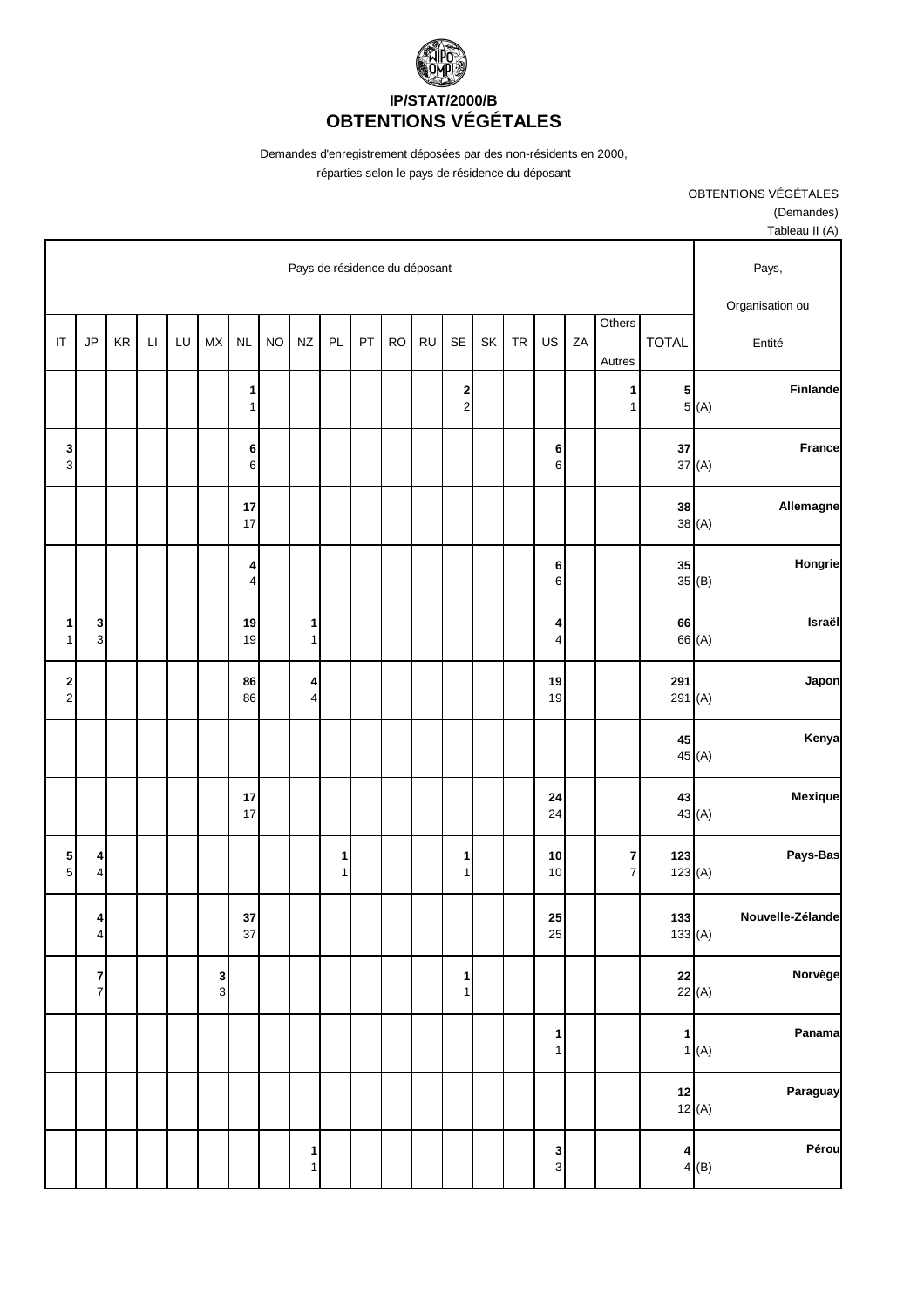**IP/STAT/2000/B**
# OBTENTIONS VÉGÉTALES

Demandes d'enregistrement déposées par des non-résidents en 2000,
réparties selon le pays de résidence du déposant

OBTENTIONS VÉGÉTALES
(Demandes)
Tableau II (A)

| Pays de résidence du déposant | | | | | | | | | | | | | | | | | | | | Pays, Organisation ou Entité |
|---|---|---|---|---|---|---|---|---|---|---|---|---|---|---|---|---|---|---|---|---|
| IT | JP | KR | LI | LU | MX | NL | NO | NZ | PL | PT | RO | RU | SE | SK | TR | US | ZA | Others Autres | TOTAL | |
| | | | | | | **1** 1 | | | | | | | **2** 2 | | | | | **1** 1 | **5** 5 | **Finlande** (A) |
| **3** 3 | | | | | | **6** 6 | | | | | | | | | | **6** 6 | | | **37** 37 | **France** (A) |
| | | | | | | **17** 17 | | | | | | | | | | | | | **38** 38 | **Allemagne** (A) |
| | | | | | | **4** 4 | | | | | | | | | | **6** 6 | | | **35** 35 | **Hongrie** (B) |
| **1** 1 | **3** 3 | | | | | **19** 19 | | **1** 1 | | | | | | | | **4** 4 | | | **66** 66 | **Israël** (A) |
| **2** 2 | | | | | | **86** 86 | | **4** 4 | | | | | | | | **19** 19 | | | **291** 291 | **Japon** (A) |
| | | | | | | | | | | | | | | | | | | | **45** 45 | **Kenya** (A) |
| | | | | | | **17** 17 | | | | | | | | | | **24** 24 | | | **43** 43 | **Mexique** (A) |
| **5** 5 | **4** 4 | | | | | | | | **1** 1 | | | | **1** 1 | | | **10** 10 | | **7** 7 | **123** 123 | **Pays-Bas** (A) |
| | **4** 4 | | | | | **37** 37 | | | | | | | | | | **25** 25 | | | **133** 133 | **Nouvelle-Zélande** (A) |
| | **7** 7 | | | | **3** 3 | | | | | | | | **1** 1 | | | | | | **22** 22 | **Norvège** (A) |
| | | | | | | | | | | | | | | | | **1** 1 | | | **1** 1 | **Panama** (A) |
| | | | | | | | | | | | | | | | | | | | **12** 12 | **Paraguay** (A) |
| | | | | | | | | **1** 1 | | | | | | | | **3** 3 | | | **4** 4 | **Pérou** (B) |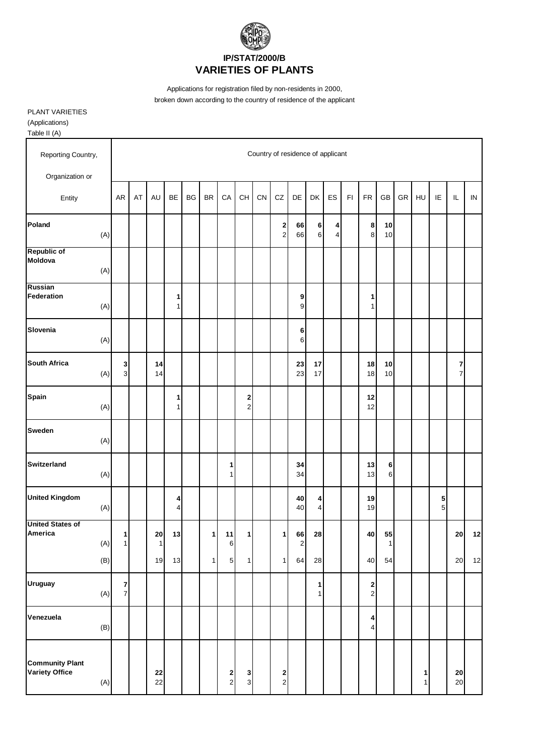# IP/STAT/2000/B

# VARIETIES OF PLANTS

Applications for registration filed by non-residents in 2000,
broken down according to the country of residence of the applicant

PLANT VARIETIES
(Applications)
Table II (A)

| Reporting Country, Organization or Entity | | Country of residence of applicant | | | | | | | | | | | | | | | | | | | | |
|---|---|---|---|---|---|---|---|---|---|---|---|---|---|---|---|---|---|---|---|---|---|---|
| | | AR | AT | AU | BE | BG | BR | CA | CH | CN | CZ | DE | DK | ES | FI | FR | GB | GR | HU | IE | IL | IN |
| **Poland** | | **** | | | | | | | | | **2** | **66** | **6** | **4** | | **8** | **10** | | | | | |
| | (A) | | | | | | | | | | 2 | 66 | 6 | 4 | | 8 | 10 | | | | | |
| **Republic of Moldova** | (A) | | | | | | | | | | | | | | | | | | | | | |
| **Russian Federation** | | | | | **1** | | | | | | | **9** | | | | **1** | | | | | | |
| | (A) | | | | 1 | | | | | | | 9 | | | | 1 | | | | | | |
| **Slovenia** | | | | | | | | | | | | **6** | | | | | | | | | | |
| | (A) | | | | | | | | | | | 6 | | | | | | | | | | |
| **South Africa** | | **3** | | **14** | | | | | | | | **23** | **17** | | | **18** | **10** | | | | **7** | |
| | (A) | 3 | | 14 | | | | | | | | 23 | 17 | | | 18 | 10 | | | | 7 | |
| **Spain** | | | | | **1** | | | | **2** | | | | | | | **12** | | | | | | |
| | (A) | | | | 1 | | | | 2 | | | | | | | 12 | | | | | | |
| **Sweden** | (A) | | | | | | | | | | | | | | | | | | | | | |
| **Switzerland** | | | | | | | | **1** | | | | **34** | | | | **13** | **6** | | | | | |
| | (A) | | | | | | | 1 | | | | 34 | | | | 13 | 6 | | | | | |
| **United Kingdom** | | | | | **4** | | | | | | | **40** | **4** | | | **19** | | | | **5** | | |
| | (A) | | | | 4 | | | | | | | 40 | 4 | | | 19 | | | | 5 | | |
| **United States of America** | | **1** | | **20** | **13** | | **1** | **11** | **1** | | **1** | **66** | **28** | | | **40** | **55** | | | | **20** | **12** |
| | (A) | 1 | | 1 | | | | 6 | | | | 2 | | | | | 1 | | | | | |
| | (B) | | | 19 | 13 | | 1 | 5 | 1 | | 1 | 64 | 28 | | | 40 | 54 | | | | 20 | 12 |
| **Uruguay** | | **7** | | | | | | | | | | | **1** | | | **2** | | | | | | |
| | (A) | 7 | | | | | | | | | | | 1 | | | 2 | | | | | | |
| **Venezuela** | | | | | | | | | | | | | | | | **4** | | | | | | |
| | (B) | | | | | | | | | | | | | | | 4 | | | | | | |
| **Community Plant Variety Office** | | | | **22** | | | | **2** | **3** | | **2** | | | | | | | | **1** | | **20** | |
| | (A) | | | 22 | | | | 2 | 3 | | 2 | | | | | | | | 1 | | 20 | |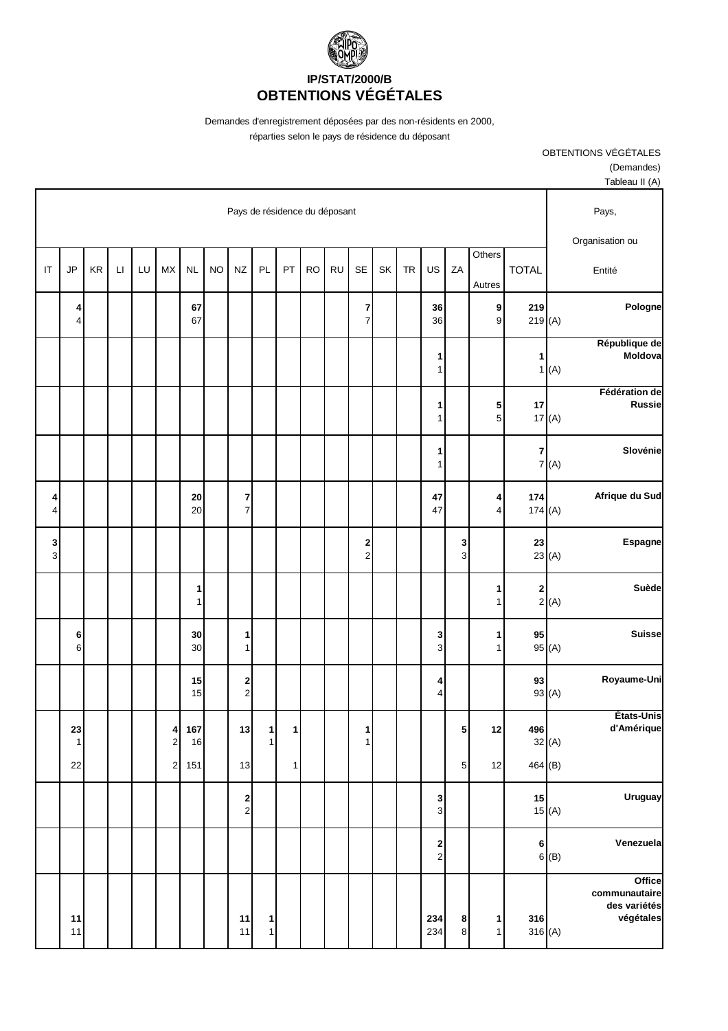**IP/STAT/2000/B**

# OBTENTIONS VÉGÉTALES

Demandes d'enregistrement déposées par des non-résidents en 2000,
réparties selon le pays de résidence du déposant

OBTENTIONS VÉGÉTALES
(Demandes)
Tableau II (A)

| Pays de résidence du déposant | | | | | | | | | | | | | | | | | | | | | Pays, Organisation ou Entité |
|---|---|---|---|---|---|---|---|---|---|---|---|---|---|---|---|---|---|---|---|---|---|
| IT | JP | KR | LI | LU | MX | NL | NO | NZ | PL | PT | RO | RU | SE | SK | TR | US | ZA | Others Autres | TOTAL | | |
| | **4** | | | | | **67** | | | | | | | **7** | | | **36** | | **9** | **219** | | **Pologne** |
| | 4 | | | | | 67 | | | | | | | 7 | | | 36 | | 9 | 219 | (A) | |
| | | | | | | | | | | | | | | | | **1** | | | **1** | | **République de Moldova** |
| | | | | | | | | | | | | | | | | 1 | | | 1 | (A) | |
| | | | | | | | | | | | | | | | | **1** | | **5** | **17** | | **Fédération de Russie** |
| | | | | | | | | | | | | | | | | 1 | | 5 | 17 | (A) | |
| | | | | | | | | | | | | | | | | **1** | | | **7** | | **Slovénie** |
| | | | | | | | | | | | | | | | | 1 | | | 7 | (A) | |
| **4** | | | | | | **20** | | **7** | | | | | | | | **47** | | **4** | **174** | | **Afrique du Sud** |
| 4 | | | | | | 20 | | 7 | | | | | | | | 47 | | 4 | 174 | (A) | |
| **3** | | | | | | | | | | | | | **2** | | | | **3** | | **23** | | **Espagne** |
| 3 | | | | | | | | | | | | | 2 | | | | 3 | | 23 | (A) | |
| | | | | | | **1** | | | | | | | | | | | | **1** | **2** | | **Suède** |
| | | | | | | 1 | | | | | | | | | | | | 1 | 2 | (A) | |
| | **6** | | | | | **30** | | **1** | | | | | | | | **3** | | **1** | **95** | | **Suisse** |
| | 6 | | | | | 30 | | 1 | | | | | | | | 3 | | 1 | 95 | (A) | |
| | | | | | | **15** | | **2** | | | | | | | | **4** | | | **93** | | **Royaume-Uni** |
| | | | | | | 15 | | 2 | | | | | | | | 4 | | | 93 | (A) | |
| | **23** | | | | **4** | **167** | | **13** | **1** | **1** | | | **1** | | | | **5** | **12** | **496** | | **États-Unis d'Amérique** |
| | 1 | | | | 2 | 16 | | | 1 | | | | 1 | | | | | | 32 | (A) | |
| | 22 | | | | 2 | 151 | | 13 | | 1 | | | | | | | 5 | 12 | 464 | (B) | |
| | | | | | | | | **2** | | | | | | | | **3** | | | **15** | | **Uruguay** |
| | | | | | | | | 2 | | | | | | | | 3 | | | 15 | (A) | |
| | | | | | | | | | | | | | | | | **2** | | | **6** | | **Venezuela** |
| | | | | | | | | | | | | | | | | 2 | | | 6 | (B) | |
| | **11** | | | | | | | **11** | **1** | | | | | | | **234** | **8** | **1** | **316** | | **Office communautaire des variétés végétales** |
| | 11 | | | | | | | 11 | 1 | | | | | | | 234 | 8 | 1 | 316 | (A) | |